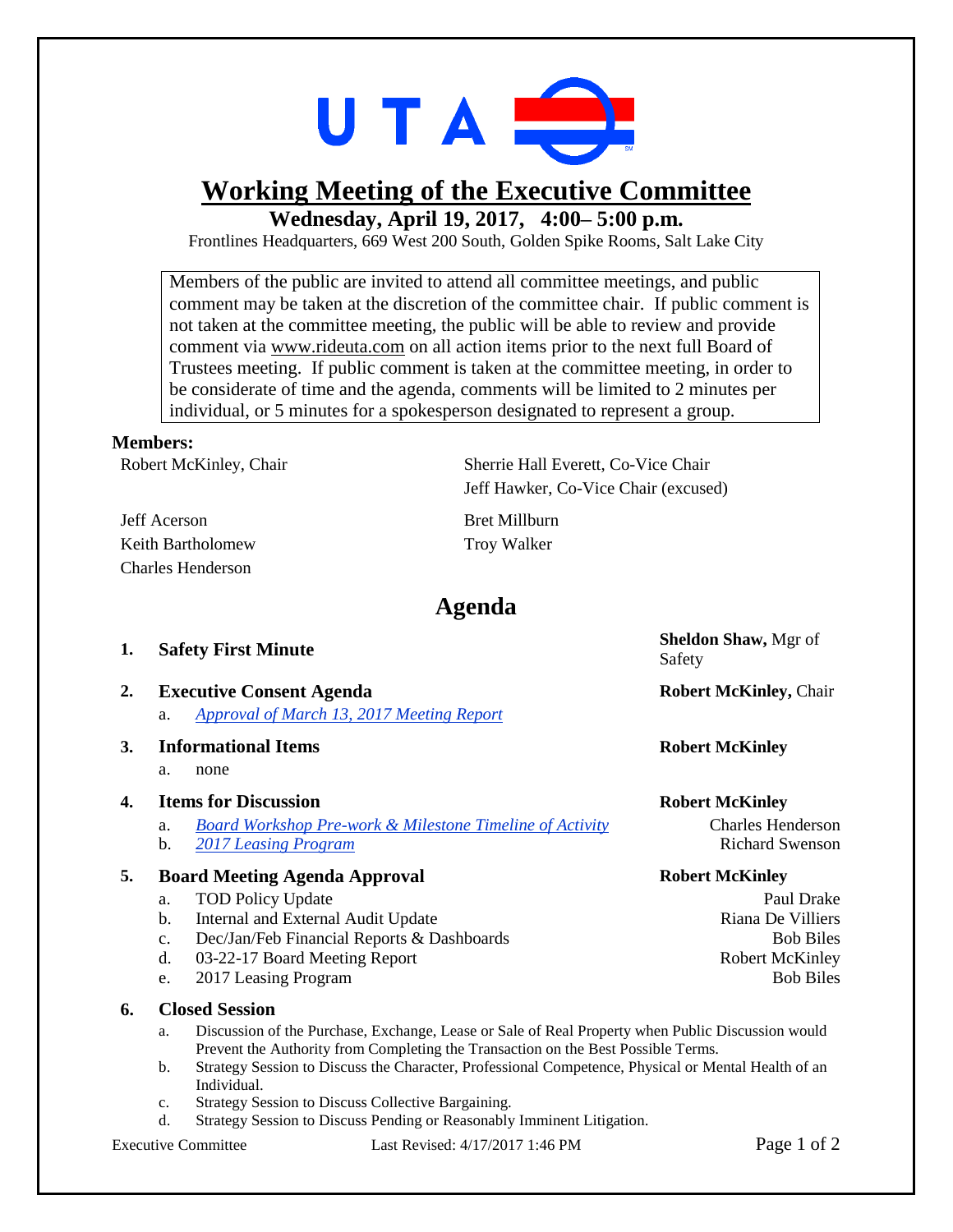UTA

# Working Meeting of the Executive Committee

**Wednesday, April 19, 2017, 4:00– 5:00 p.m.**

Frontlines Headquarters, 669 West 200 South, Golden Spike Rooms, Salt Lake City

> Members of the public are invited to attend all committee meetings, and public comment may be taken at the discretion of the committee chair. If public comment is not taken at the committee meeting, the public will be able to review and provide comment via www.rideuta.com on all action items prior to the next full Board of Trustees meeting. If public comment is taken at the committee meeting, in order to be considerate of time and the agenda, comments will be limited to 2 minutes per individual, or 5 minutes for a spokesperson designated to represent a group.

**Members:**

Robert McKinley, Chair
Sherrie Hall Everett, Co-Vice Chair
Jeff Hawker, Co-Vice Chair (excused)
Jeff Acerson
Keith Bartholomew
Charles Henderson
Bret Millburn
Troy Walker

## Agenda

1. **Safety First Minute** — **Sheldon Shaw,** Mgr of Safety

2. **Executive Consent Agenda** — **Robert McKinley,** Chair
   a. *Approval of March 13, 2017 Meeting Report*

3. **Informational Items** — **Robert McKinley**
   a. none

4. **Items for Discussion** — **Robert McKinley**
   a. *Board Workshop Pre-work & Milestone Timeline of Activity* — Charles Henderson
   b. *2017 Leasing Program* — Richard Swenson

5. **Board Meeting Agenda Approval** — **Robert McKinley**
   a. TOD Policy Update — Paul Drake
   b. Internal and External Audit Update — Riana De Villiers
   c. Dec/Jan/Feb Financial Reports & Dashboards — Bob Biles
   d. 03-22-17 Board Meeting Report — Robert McKinley
   e. 2017 Leasing Program — Bob Biles

6. **Closed Session**
   a. Discussion of the Purchase, Exchange, Lease or Sale of Real Property when Public Discussion would Prevent the Authority from Completing the Transaction on the Best Possible Terms.
   b. Strategy Session to Discuss the Character, Professional Competence, Physical or Mental Health of an Individual.
   c. Strategy Session to Discuss Collective Bargaining.
   d. Strategy Session to Discuss Pending or Reasonably Imminent Litigation.

Executive Committee — Last Revised: 4/17/2017 1:46 PM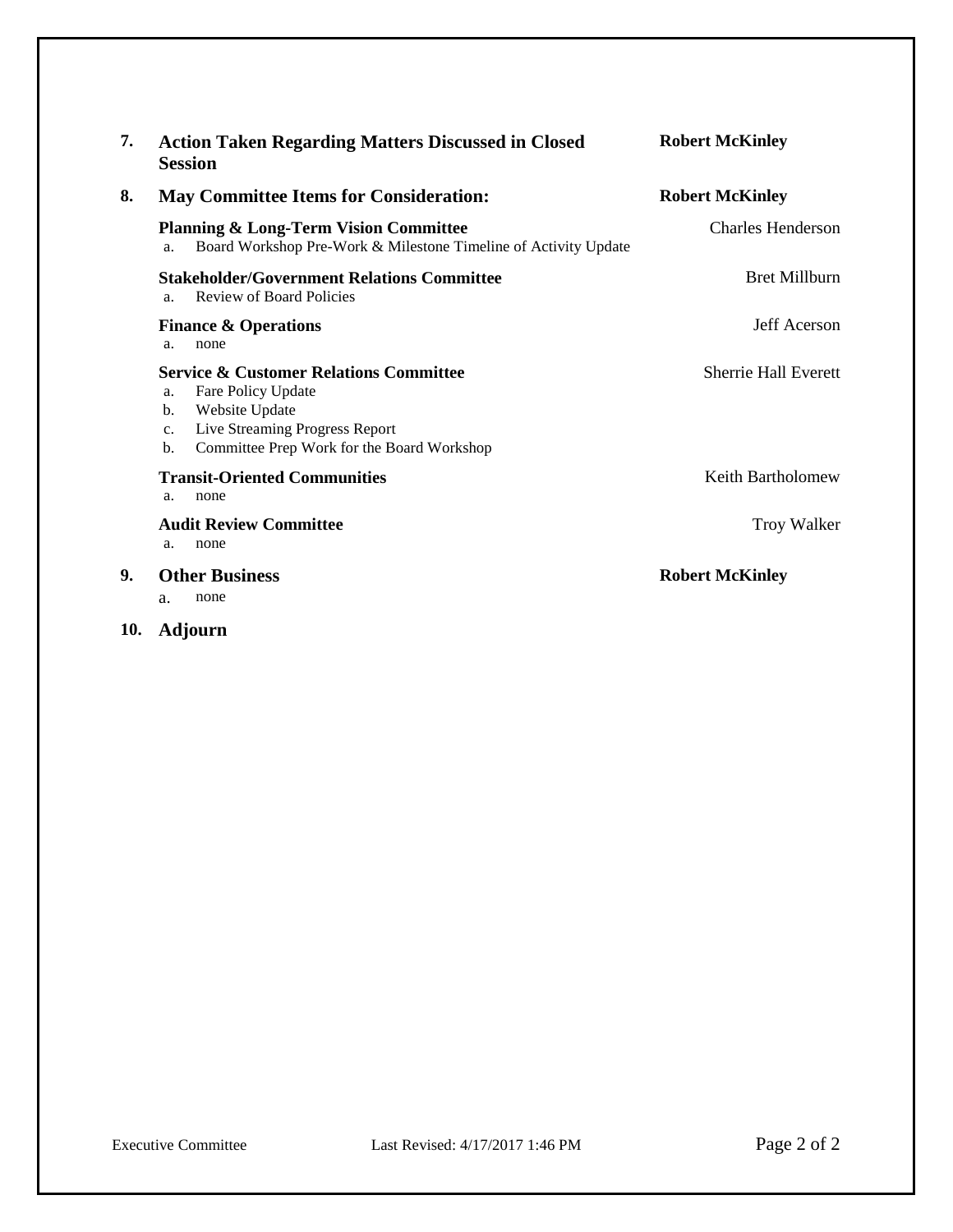7. **Action Taken Regarding Matters Discussed in Closed Session** — **Robert McKinley**

8. **May Committee Items for Consideration:** — **Robert McKinley**

   **Planning & Long-Term Vision Committee** — Charles Henderson
   a. Board Workshop Pre-Work & Milestone Timeline of Activity Update

   **Stakeholder/Government Relations Committee** — Bret Millburn
   a. Review of Board Policies

   **Finance & Operations** — Jeff Acerson
   a. none

   **Service & Customer Relations Committee** — Sherrie Hall Everett
   a. Fare Policy Update
   b. Website Update
   c. Live Streaming Progress Report
   b. Committee Prep Work for the Board Workshop

   **Transit-Oriented Communities** — Keith Bartholomew
   a. none

   **Audit Review Committee** — Troy Walker
   a. none

9. **Other Business** — **Robert McKinley**
   a. none

10. **Adjourn**

Executive Committee    Last Revised: 4/17/2017 1:46 PM